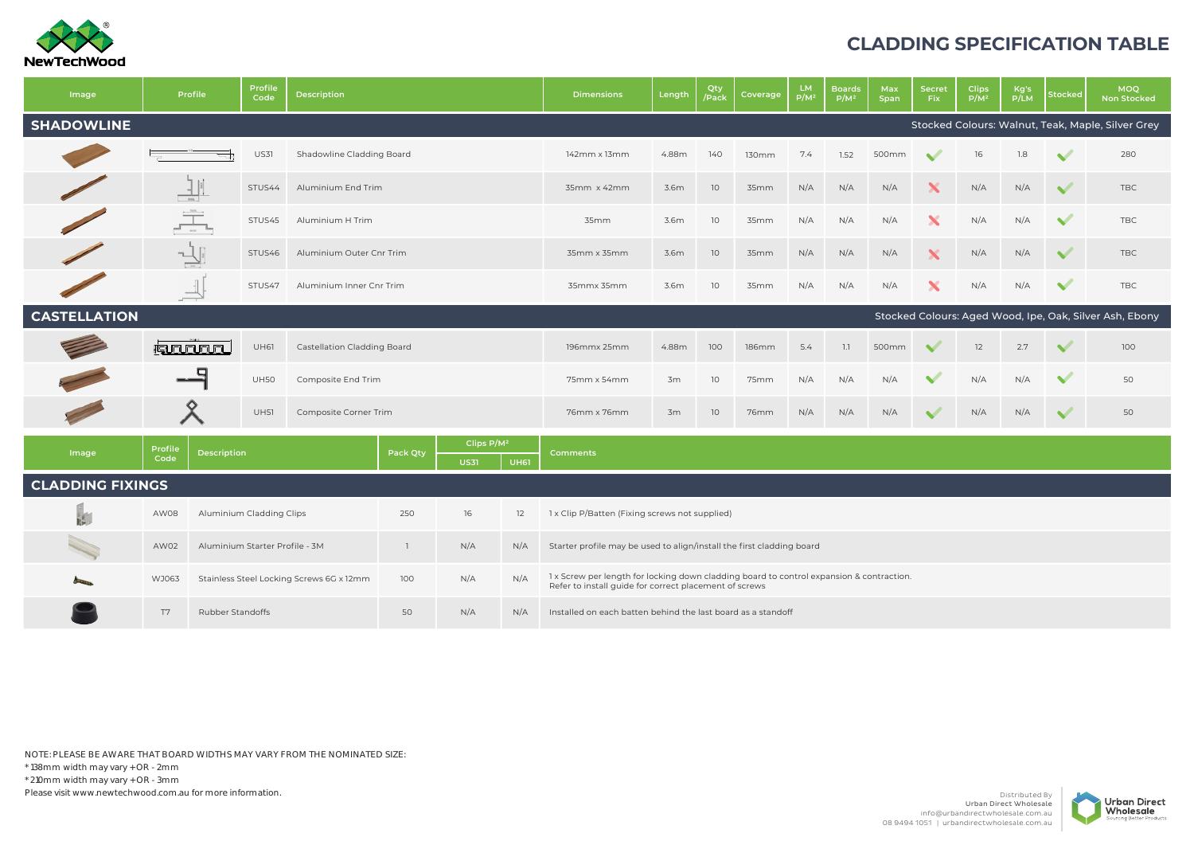# CLADDING SPECIFICATION TABLE

| Image | Profile | Profile Code | Description | Dimensions | Length | Qty /Pack | Coverage | LM P/M² | Boards P/M² | Max Span | Secret Fix | Clips P/M² | Kg's P/LM | Stocked | MOQ Non Stocked |
|---|---|---|---|---|---|---|---|---|---|---|---|---|---|---|---|
| **SHADOWLINE** | | | | | | | | Stocked Colours: Walnut, Teak, Maple, Silver Grey | | | | | | | |
| | | US31 | Shadowline Cladding Board | 142mm x 13mm | 4.88m | 140 | 130mm | 7.4 | 1.52 | 500mm | ✔ | 16 | 1.8 | ✔ | 280 |
| | | STUS44 | Aluminium End Trim | 35mm x 42mm | 3.6m | 10 | 35mm | N/A | N/A | N/A | ✘ | N/A | N/A | ✔ | TBC |
| | | STUS45 | Aluminium H Trim | 35mm | 3.6m | 10 | 35mm | N/A | N/A | N/A | ✘ | N/A | N/A | ✔ | TBC |
| | | STUS46 | Aluminium Outer Cnr Trim | 35mm x 35mm | 3.6m | 10 | 35mm | N/A | N/A | N/A | ✘ | N/A | N/A | ✔ | TBC |
| | | STUS47 | Aluminium Inner Cnr Trim | 35mmx 35mm | 3.6m | 10 | 35mm | N/A | N/A | N/A | ✘ | N/A | N/A | ✔ | TBC |
| **CASTELLATION** | | | | | | | | Stocked Colours: Aged Wood, Ipe, Oak, Silver Ash, Ebony | | | | | | | |
| | | UH61 | Castellation Cladding Board | 196mmx 25mm | 4.88m | 100 | 186mm | 5.4 | 1.1 | 500mm | ✔ | 12 | 2.7 | ✔ | 100 |
| | | UH50 | Composite End Trim | 75mm x 54mm | 3m | 10 | 75mm | N/A | N/A | N/A | ✔ | N/A | N/A | ✔ | 50 |
| | | UH51 | Composite Corner Trim | 76mm x 76mm | 3m | 10 | 76mm | N/A | N/A | N/A | ✔ | N/A | N/A | ✔ | 50 |

| Image | Profile Code | Description | Pack Qty | Clips P/M² | | Comments |
|---|---|---|---|---|---|---|
| | | | | US31 | UH61 | |
| **CLADDING FIXINGS** | | | | | | |
| | AW08 | Aluminium Cladding Clips | 250 | 16 | 12 | 1 x Clip P/Batten (Fixing screws not supplied) |
| | AW02 | Aluminium Starter Profile - 3M | 1 | N/A | N/A | Starter profile may be used to align/install the first cladding board |
| | WJ063 | Stainless Steel Locking Screws 6G x 12mm | 100 | N/A | N/A | 1 x Screw per length for locking down cladding board to control expansion & contraction. Refer to install guide for correct placement of screws |
| | T7 | Rubber Standoffs | 50 | N/A | N/A | Installed on each batten behind the last board as a standoff |

NOTE: PLEASE BE AWARE THAT BOARD WIDTHS MAY VARY FROM THE NOMINATED SIZE:
* 138mm width may vary +OR - 2mm
* 210mm width may vary +OR - 3mm
Please visit www.newtechwood.com.au for more information.

Distributed By
Urban Direct Wholesale
info@urbandirectwholesale.com.au
08 9494 1051 | urbandirectwholesale.com.au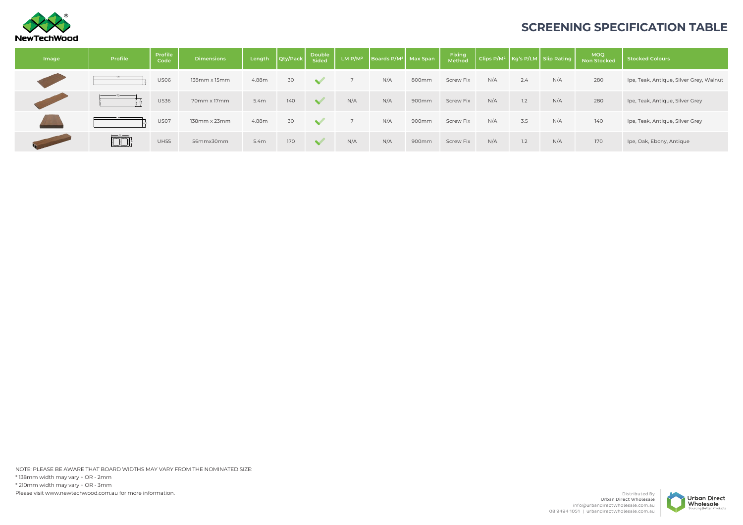# SCREENING SPECIFICATION TABLE

| Image | Profile | Profile Code | Dimensions | Length | Qty/Pack | Double Sided | LM P/M² | Boards P/M² | Max Span | Fixing Method | Clips P/M² | Kg's P/LM | Slip Rating | MOQ Non Stocked | Stocked Colours |
|---|---|---|---|---|---|---|---|---|---|---|---|---|---|---|---|
| | | US06 | 138mm x 15mm | 4.88m | 30 | ✓ | 7 | N/A | 800mm | Screw Fix | N/A | 2.4 | N/A | 280 | Ipe, Teak, Antique, Silver Grey, Walnut |
| | | US36 | 70mm x 17mm | 5.4m | 140 | ✓ | N/A | N/A | 900mm | Screw Fix | N/A | 1.2 | N/A | 280 | Ipe, Teak, Antique, Silver Grey |
| | | US07 | 138mm x 23mm | 4.88m | 30 | ✓ | 7 | N/A | 900mm | Screw Fix | N/A | 3.5 | N/A | 140 | Ipe, Teak, Antique, Silver Grey |
| | | UH55 | 56mmx30mm | 5.4m | 170 | ✓ | N/A | N/A | 900mm | Screw Fix | N/A | 1.2 | N/A | 170 | Ipe, Oak, Ebony, Antique |

NOTE: PLEASE BE AWARE THAT BOARD WIDTHS MAY VARY FROM THE NOMINATED SIZE:

* 138mm width may vary + OR - 2mm
* 210mm width may vary + OR - 3mm

Please visit www.newtechwood.com.au for more information.

Distributed By
Urban Direct Wholesale
info@urbandirectwholesale.com.au
08 9494 1051 | urbandirectwholesale.com.au